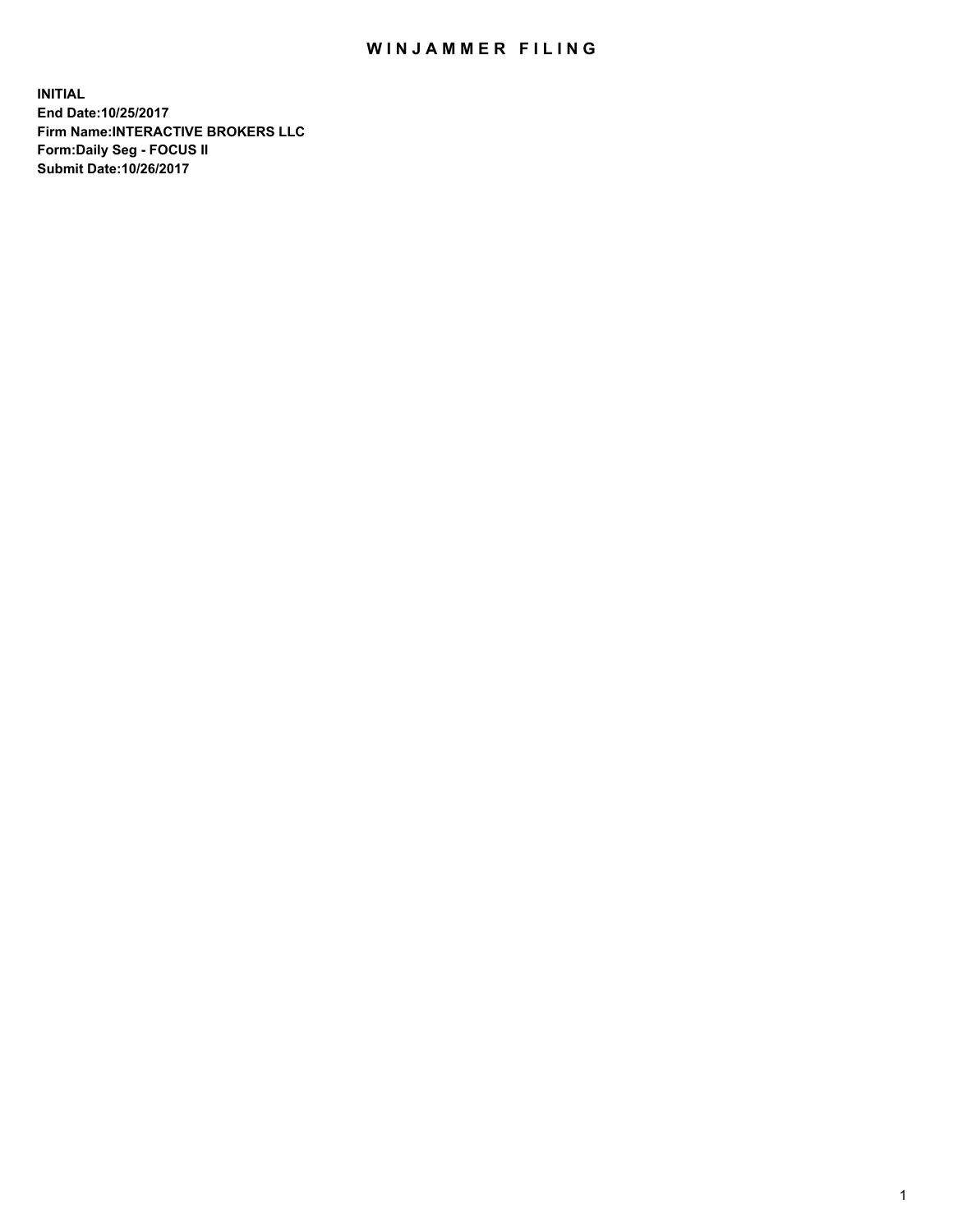# WINJAMMER FILING

**INITIAL**
**End Date:10/25/2017**
**Firm Name:INTERACTIVE BROKERS LLC**
**Form:Daily Seg - FOCUS II**
**Submit Date:10/26/2017**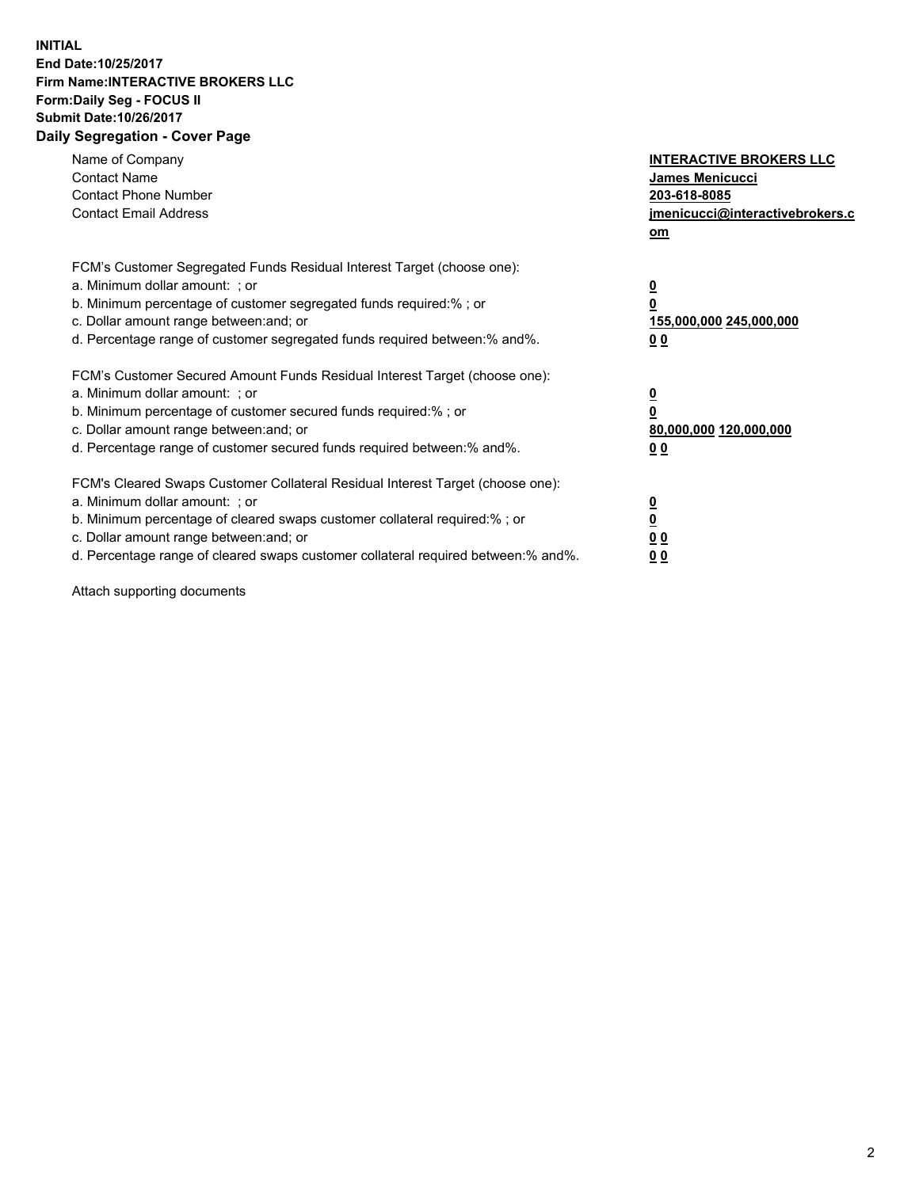**INITIAL**
**End Date:10/25/2017**
**Firm Name:INTERACTIVE BROKERS LLC**
**Form:Daily Seg - FOCUS II**
**Submit Date:10/26/2017**

## Daily Segregation - Cover Page

| | |
|---|---|
| Name of Company | **INTERACTIVE BROKERS LLC** |
| Contact Name | **James Menicucci** |
| Contact Phone Number | **203-618-8085** |
| Contact Email Address | **jmenicucci@interactivebrokers.com** |

| | |
|---|---|
| FCM's Customer Segregated Funds Residual Interest Target (choose one): | |
| a. Minimum dollar amount: ; or | **0** |
| b. Minimum percentage of customer segregated funds required:% ; or | **0** |
| c. Dollar amount range between:and; or | **155,000,000 245,000,000** |
| d. Percentage range of customer segregated funds required between:% and%. | **0 0** |

| | |
|---|---|
| FCM's Customer Secured Amount Funds Residual Interest Target (choose one): | |
| a. Minimum dollar amount: ; or | **0** |
| b. Minimum percentage of customer secured funds required:% ; or | **0** |
| c. Dollar amount range between:and; or | **80,000,000 120,000,000** |
| d. Percentage range of customer secured funds required between:% and%. | **0 0** |

| | |
|---|---|
| FCM's Cleared Swaps Customer Collateral Residual Interest Target (choose one): | |
| a. Minimum dollar amount: ; or | **0** |
| b. Minimum percentage of cleared swaps customer collateral required:% ; or | **0** |
| c. Dollar amount range between:and; or | **0 0** |
| d. Percentage range of cleared swaps customer collateral required between:% and%. | **0 0** |

Attach supporting documents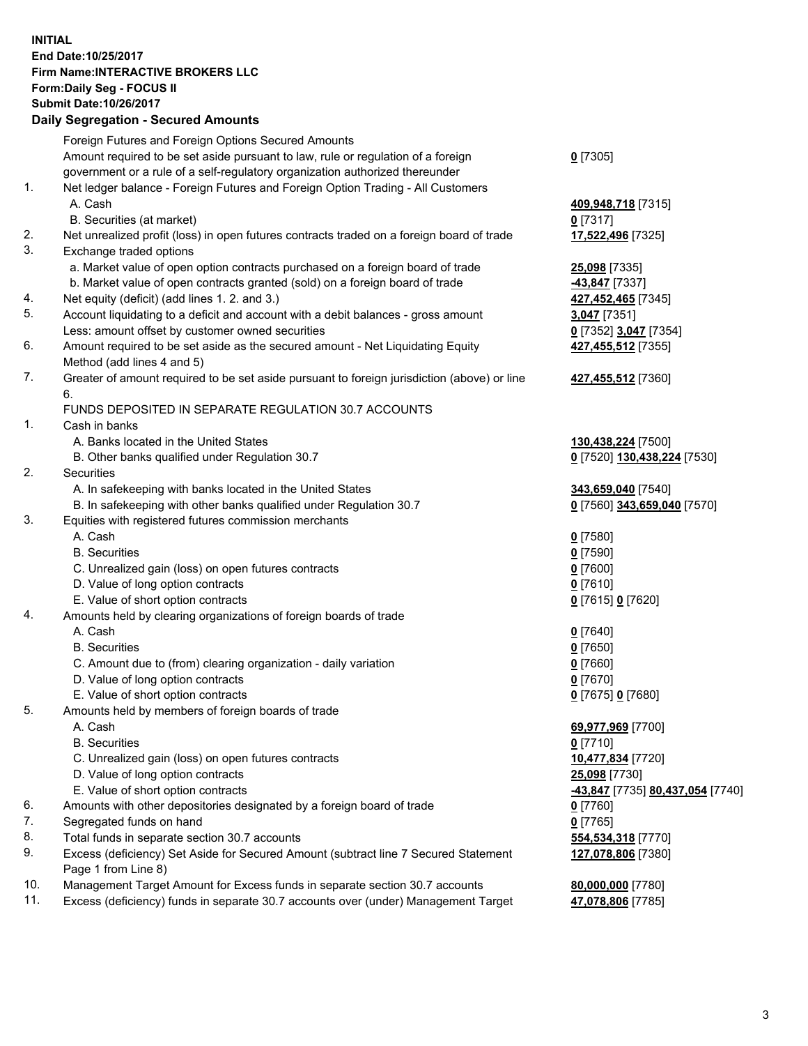**INITIAL**
**End Date:10/25/2017**
**Firm Name:INTERACTIVE BROKERS LLC**
**Form:Daily Seg - FOCUS II**
**Submit Date:10/26/2017**
**Daily Segregation - Secured Amounts**

| | | |
|---|---|---|
| | Foreign Futures and Foreign Options Secured Amounts | |
| | Amount required to be set aside pursuant to law, rule or regulation of a foreign government or a rule of a self-regulatory organization authorized thereunder | **0** [7305] |
| 1. | Net ledger balance - Foreign Futures and Foreign Option Trading - All Customers | |
| | A. Cash | **409,948,718** [7315] |
| | B. Securities (at market) | **0** [7317] |
| 2. | Net unrealized profit (loss) in open futures contracts traded on a foreign board of trade | **17,522,496** [7325] |
| 3. | Exchange traded options | |
| | a. Market value of open option contracts purchased on a foreign board of trade | **25,098** [7335] |
| | b. Market value of open contracts granted (sold) on a foreign board of trade | **-43,847** [7337] |
| 4. | Net equity (deficit) (add lines 1. 2. and 3.) | **427,452,465** [7345] |
| 5. | Account liquidating to a deficit and account with a debit balances - gross amount | **3,047** [7351] |
| | Less: amount offset by customer owned securities | **0** [7352] **3,047** [7354] |
| 6. | Amount required to be set aside as the secured amount - Net Liquidating Equity Method (add lines 4 and 5) | **427,455,512** [7355] |
| 7. | Greater of amount required to be set aside pursuant to foreign jurisdiction (above) or line 6. | **427,455,512** [7360] |
| | FUNDS DEPOSITED IN SEPARATE REGULATION 30.7 ACCOUNTS | |
| 1. | Cash in banks | |
| | A. Banks located in the United States | **130,438,224** [7500] |
| | B. Other banks qualified under Regulation 30.7 | **0** [7520] **130,438,224** [7530] |
| 2. | Securities | |
| | A. In safekeeping with banks located in the United States | **343,659,040** [7540] |
| | B. In safekeeping with other banks qualified under Regulation 30.7 | **0** [7560] **343,659,040** [7570] |
| 3. | Equities with registered futures commission merchants | |
| | A. Cash | **0** [7580] |
| | B. Securities | **0** [7590] |
| | C. Unrealized gain (loss) on open futures contracts | **0** [7600] |
| | D. Value of long option contracts | **0** [7610] |
| | E. Value of short option contracts | **0** [7615] **0** [7620] |
| 4. | Amounts held by clearing organizations of foreign boards of trade | |
| | A. Cash | **0** [7640] |
| | B. Securities | **0** [7650] |
| | C. Amount due to (from) clearing organization - daily variation | **0** [7660] |
| | D. Value of long option contracts | **0** [7670] |
| | E. Value of short option contracts | **0** [7675] **0** [7680] |
| 5. | Amounts held by members of foreign boards of trade | |
| | A. Cash | **69,977,969** [7700] |
| | B. Securities | **0** [7710] |
| | C. Unrealized gain (loss) on open futures contracts | **10,477,834** [7720] |
| | D. Value of long option contracts | **25,098** [7730] |
| | E. Value of short option contracts | **-43,847** [7735] **80,437,054** [7740] |
| 6. | Amounts with other depositories designated by a foreign board of trade | **0** [7760] |
| 7. | Segregated funds on hand | **0** [7765] |
| 8. | Total funds in separate section 30.7 accounts | **554,534,318** [7770] |
| 9. | Excess (deficiency) Set Aside for Secured Amount (subtract line 7 Secured Statement Page 1 from Line 8) | **127,078,806** [7380] |
| 10. | Management Target Amount for Excess funds in separate section 30.7 accounts | **80,000,000** [7780] |
| 11. | Excess (deficiency) funds in separate 30.7 accounts over (under) Management Target | **47,078,806** [7785] |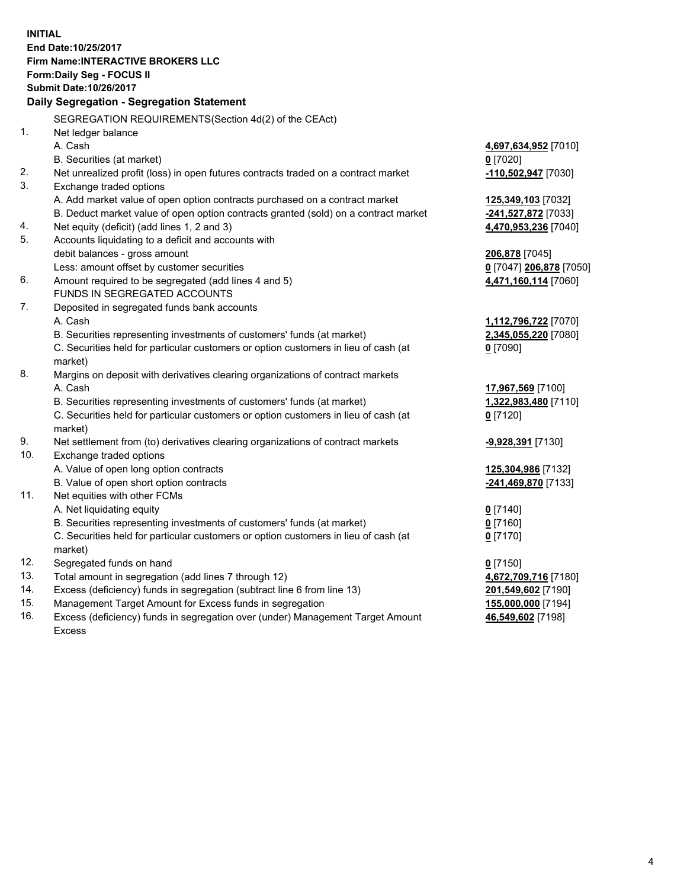**INITIAL**
**End Date:10/25/2017**
**Firm Name:INTERACTIVE BROKERS LLC**
**Form:Daily Seg - FOCUS II**
**Submit Date:10/26/2017**

### Daily Segregation - Segregation Statement

| | | |
|---|---|---|
| | SEGREGATION REQUIREMENTS(Section 4d(2) of the CEAct) | |
| 1. | Net ledger balance | |
| | A. Cash | **4,697,634,952** [7010] |
| | B. Securities (at market) | **0** [7020] |
| 2. | Net unrealized profit (loss) in open futures contracts traded on a contract market | **-110,502,947** [7030] |
| 3. | Exchange traded options | |
| | A. Add market value of open option contracts purchased on a contract market | **125,349,103** [7032] |
| | B. Deduct market value of open option contracts granted (sold) on a contract market | **-241,527,872** [7033] |
| 4. | Net equity (deficit) (add lines 1, 2 and 3) | **4,470,953,236** [7040] |
| 5. | Accounts liquidating to a deficit and accounts with debit balances - gross amount | **206,878** [7045] |
| | Less: amount offset by customer securities | **0** [7047] **206,878** [7050] |
| 6. | Amount required to be segregated (add lines 4 and 5) | **4,471,160,114** [7060] |
| | FUNDS IN SEGREGATED ACCOUNTS | |
| 7. | Deposited in segregated funds bank accounts | |
| | A. Cash | **1,112,796,722** [7070] |
| | B. Securities representing investments of customers' funds (at market) | **2,345,055,220** [7080] |
| | C. Securities held for particular customers or option customers in lieu of cash (at market) | **0** [7090] |
| 8. | Margins on deposit with derivatives clearing organizations of contract markets | |
| | A. Cash | **17,967,569** [7100] |
| | B. Securities representing investments of customers' funds (at market) | **1,322,983,480** [7110] |
| | C. Securities held for particular customers or option customers in lieu of cash (at market) | **0** [7120] |
| 9. | Net settlement from (to) derivatives clearing organizations of contract markets | **-9,928,391** [7130] |
| 10. | Exchange traded options | |
| | A. Value of open long option contracts | **125,304,986** [7132] |
| | B. Value of open short option contracts | **-241,469,870** [7133] |
| 11. | Net equities with other FCMs | |
| | A. Net liquidating equity | **0** [7140] |
| | B. Securities representing investments of customers' funds (at market) | **0** [7160] |
| | C. Securities held for particular customers or option customers in lieu of cash (at market) | **0** [7170] |
| 12. | Segregated funds on hand | **0** [7150] |
| 13. | Total amount in segregation (add lines 7 through 12) | **4,672,709,716** [7180] |
| 14. | Excess (deficiency) funds in segregation (subtract line 6 from line 13) | **201,549,602** [7190] |
| 15. | Management Target Amount for Excess funds in segregation | **155,000,000** [7194] |
| 16. | Excess (deficiency) funds in segregation over (under) Management Target Amount Excess | **46,549,602** [7198] |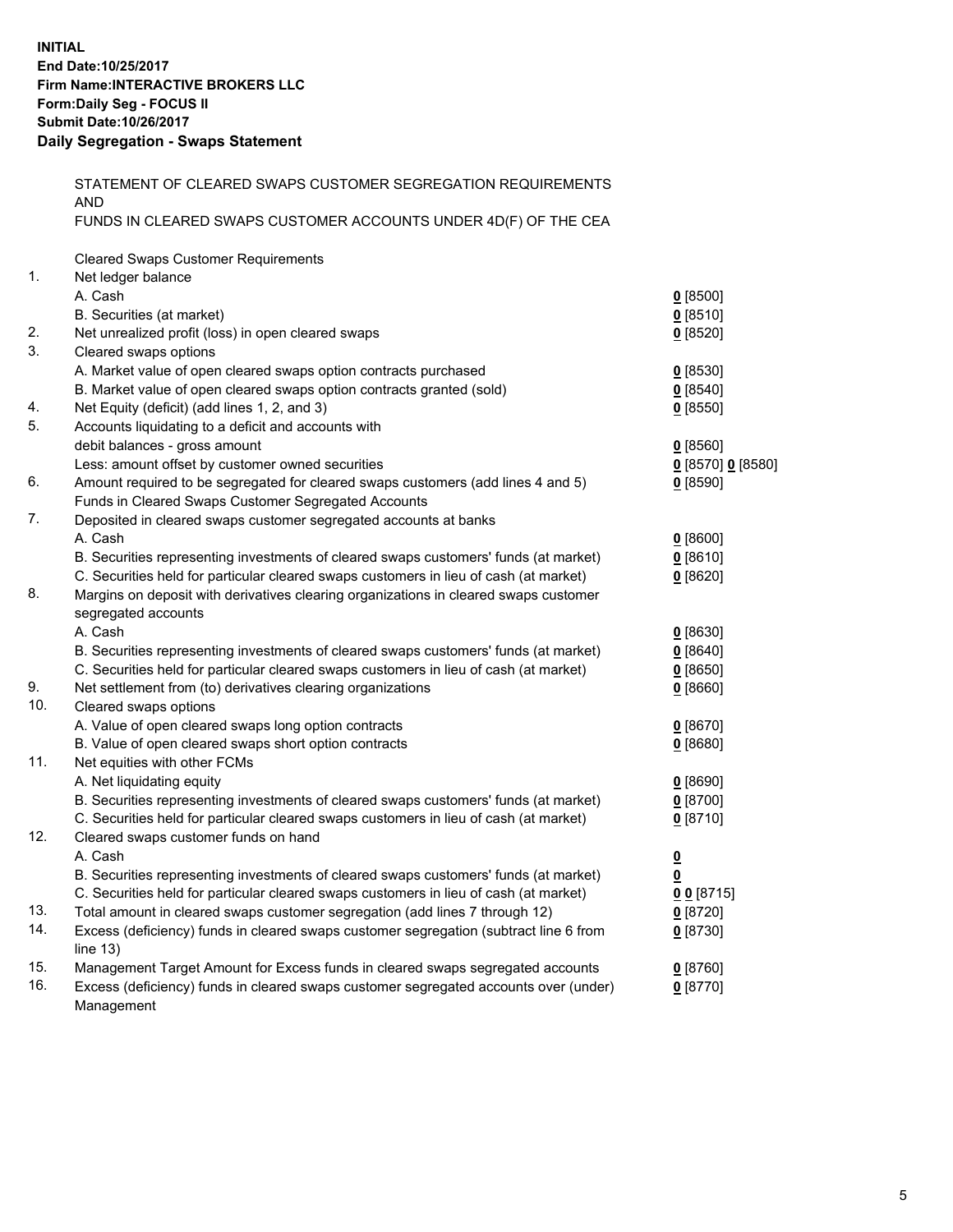**INITIAL**
**End Date:10/25/2017**
**Firm Name:INTERACTIVE BROKERS LLC**
**Form:Daily Seg - FOCUS II**
**Submit Date:10/26/2017**
**Daily Segregation - Swaps Statement**

STATEMENT OF CLEARED SWAPS CUSTOMER SEGREGATION REQUIREMENTS AND FUNDS IN CLEARED SWAPS CUSTOMER ACCOUNTS UNDER 4D(F) OF THE CEA

| | | |
|---|---|---|
| | Cleared Swaps Customer Requirements | |
| 1. | Net ledger balance | |
| | A. Cash | 0 [8500] |
| | B. Securities (at market) | 0 [8510] |
| 2. | Net unrealized profit (loss) in open cleared swaps | 0 [8520] |
| 3. | Cleared swaps options | |
| | A. Market value of open cleared swaps option contracts purchased | 0 [8530] |
| | B. Market value of open cleared swaps option contracts granted (sold) | 0 [8540] |
| 4. | Net Equity (deficit) (add lines 1, 2, and 3) | 0 [8550] |
| 5. | Accounts liquidating to a deficit and accounts with debit balances - gross amount | 0 [8560] |
| | Less: amount offset by customer owned securities | 0 [8570] 0 [8580] |
| 6. | Amount required to be segregated for cleared swaps customers (add lines 4 and 5) | 0 [8590] |
| | Funds in Cleared Swaps Customer Segregated Accounts | |
| 7. | Deposited in cleared swaps customer segregated accounts at banks | |
| | A. Cash | 0 [8600] |
| | B. Securities representing investments of cleared swaps customers' funds (at market) | 0 [8610] |
| | C. Securities held for particular cleared swaps customers in lieu of cash (at market) | 0 [8620] |
| 8. | Margins on deposit with derivatives clearing organizations in cleared swaps customer segregated accounts | |
| | A. Cash | 0 [8630] |
| | B. Securities representing investments of cleared swaps customers' funds (at market) | 0 [8640] |
| | C. Securities held for particular cleared swaps customers in lieu of cash (at market) | 0 [8650] |
| 9. | Net settlement from (to) derivatives clearing organizations | 0 [8660] |
| 10. | Cleared swaps options | |
| | A. Value of open cleared swaps long option contracts | 0 [8670] |
| | B. Value of open cleared swaps short option contracts | 0 [8680] |
| 11. | Net equities with other FCMs | |
| | A. Net liquidating equity | 0 [8690] |
| | B. Securities representing investments of cleared swaps customers' funds (at market) | 0 [8700] |
| | C. Securities held for particular cleared swaps customers in lieu of cash (at market) | 0 [8710] |
| 12. | Cleared swaps customer funds on hand | |
| | A. Cash | 0 |
| | B. Securities representing investments of cleared swaps customers' funds (at market) | 0 |
| | C. Securities held for particular cleared swaps customers in lieu of cash (at market) | 0 0 [8715] |
| 13. | Total amount in cleared swaps customer segregation (add lines 7 through 12) | 0 [8720] |
| 14. | Excess (deficiency) funds in cleared swaps customer segregation (subtract line 6 from line 13) | 0 [8730] |
| 15. | Management Target Amount for Excess funds in cleared swaps segregated accounts | 0 [8760] |
| 16. | Excess (deficiency) funds in cleared swaps customer segregated accounts over (under) Management | 0 [8770] |